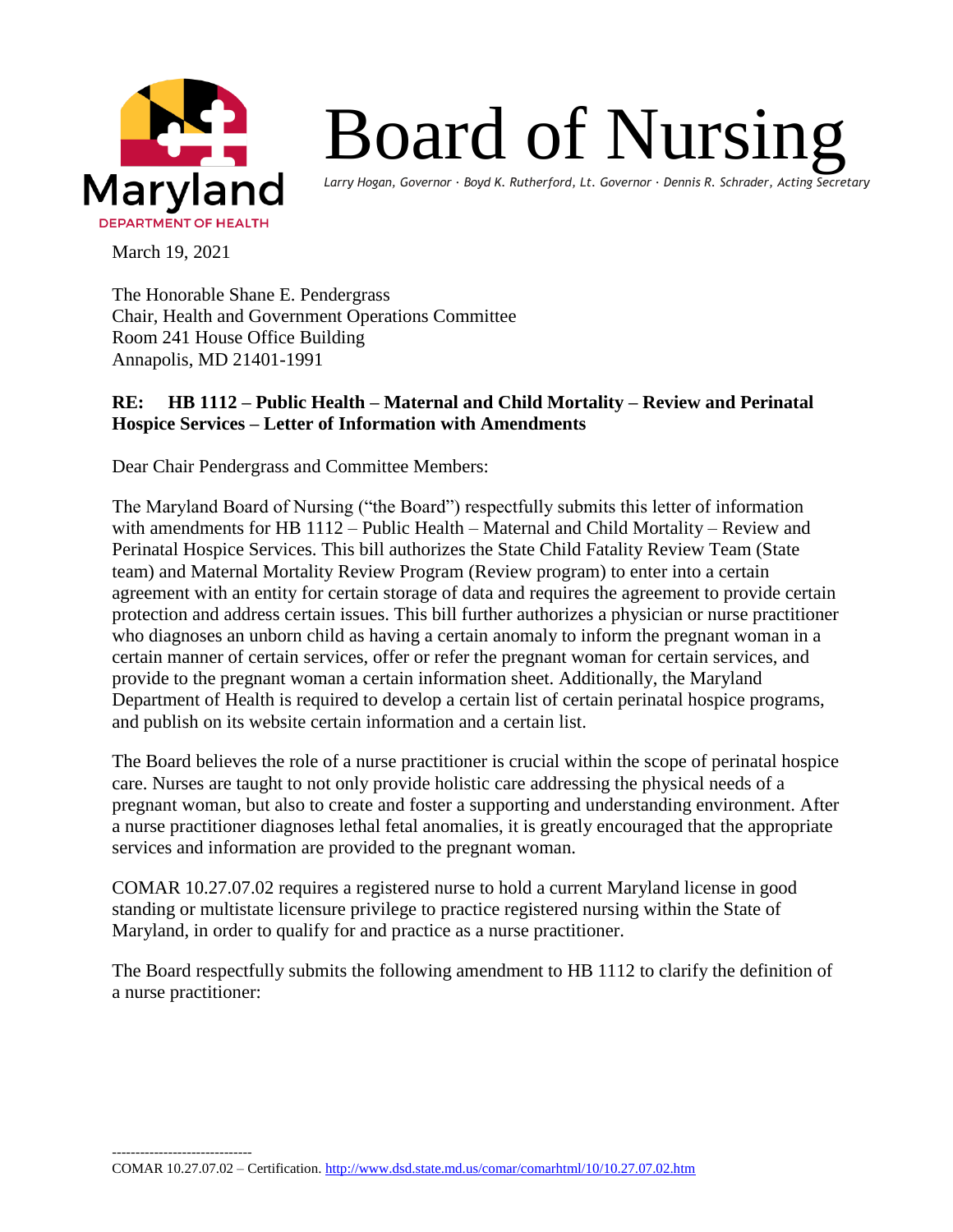Maryland

DEPARTMENT OF HEALTH

# Board of Nursing

*Larry Hogan, Governor · Boyd K. Rutherford, Lt. Governor · Dennis R. Schrader, Acting Secretary*

March 19, 2021

The Honorable Shane E. Pendergrass
Chair, Health and Government Operations Committee
Room 241 House Office Building
Annapolis, MD 21401-1991

**RE: HB 1112 – Public Health – Maternal and Child Mortality – Review and Perinatal Hospice Services – Letter of Information with Amendments**

Dear Chair Pendergrass and Committee Members:

The Maryland Board of Nursing ("the Board") respectfully submits this letter of information with amendments for HB 1112 – Public Health – Maternal and Child Mortality – Review and Perinatal Hospice Services. This bill authorizes the State Child Fatality Review Team (State team) and Maternal Mortality Review Program (Review program) to enter into a certain agreement with an entity for certain storage of data and requires the agreement to provide certain protection and address certain issues. This bill further authorizes a physician or nurse practitioner who diagnoses an unborn child as having a certain anomaly to inform the pregnant woman in a certain manner of certain services, offer or refer the pregnant woman for certain services, and provide to the pregnant woman a certain information sheet. Additionally, the Maryland Department of Health is required to develop a certain list of certain perinatal hospice programs, and publish on its website certain information and a certain list.

The Board believes the role of a nurse practitioner is crucial within the scope of perinatal hospice care. Nurses are taught to not only provide holistic care addressing the physical needs of a pregnant woman, but also to create and foster a supporting and understanding environment. After a nurse practitioner diagnoses lethal fetal anomalies, it is greatly encouraged that the appropriate services and information are provided to the pregnant woman.

COMAR 10.27.07.02 requires a registered nurse to hold a current Maryland license in good standing or multistate licensure privilege to practice registered nursing within the State of Maryland, in order to qualify for and practice as a nurse practitioner.

The Board respectfully submits the following amendment to HB 1112 to clarify the definition of a nurse practitioner:

------------------------------
COMAR 10.27.07.02 – Certification. http://www.dsd.state.md.us/comar/comarhtml/10/10.27.07.02.htm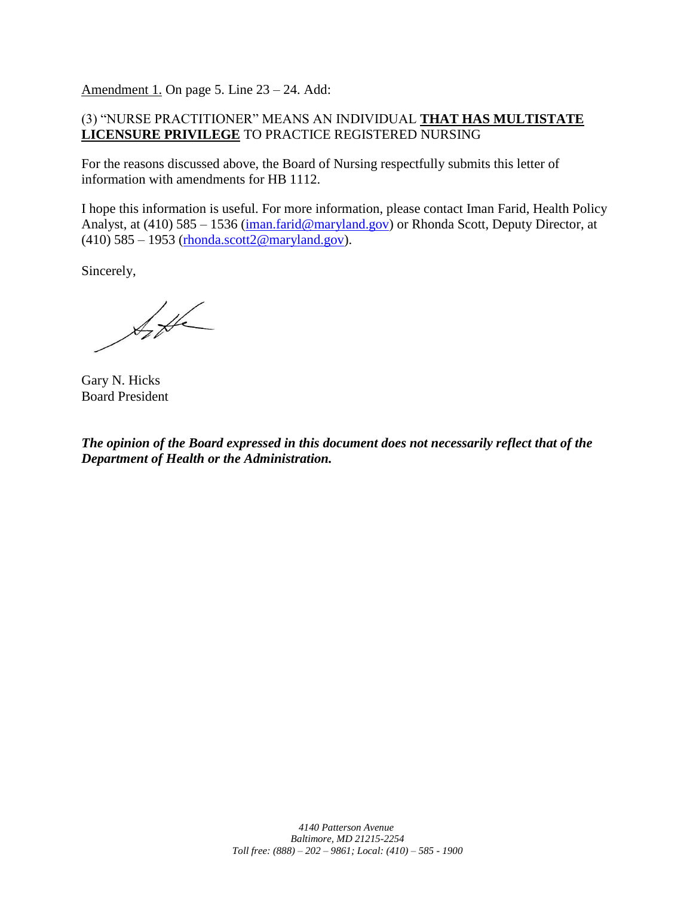Amendment 1. On page 5. Line 23 – 24. Add:

(3) "NURSE PRACTITIONER" MEANS AN INDIVIDUAL **THAT HAS MULTISTATE LICENSURE PRIVILEGE** TO PRACTICE REGISTERED NURSING

For the reasons discussed above, the Board of Nursing respectfully submits this letter of information with amendments for HB 1112.

I hope this information is useful. For more information, please contact Iman Farid, Health Policy Analyst, at (410) 585 – 1536 (iman.farid@maryland.gov) or Rhonda Scott, Deputy Director, at (410) 585 – 1953 (rhonda.scott2@maryland.gov).

Sincerely,

Gary N. Hicks
Board President

***The opinion of the Board expressed in this document does not necessarily reflect that of the Department of Health or the Administration.***

*4140 Patterson Avenue*
*Baltimore, MD 21215-2254*
*Toll free: (888) – 202 – 9861; Local: (410) – 585 - 1900*